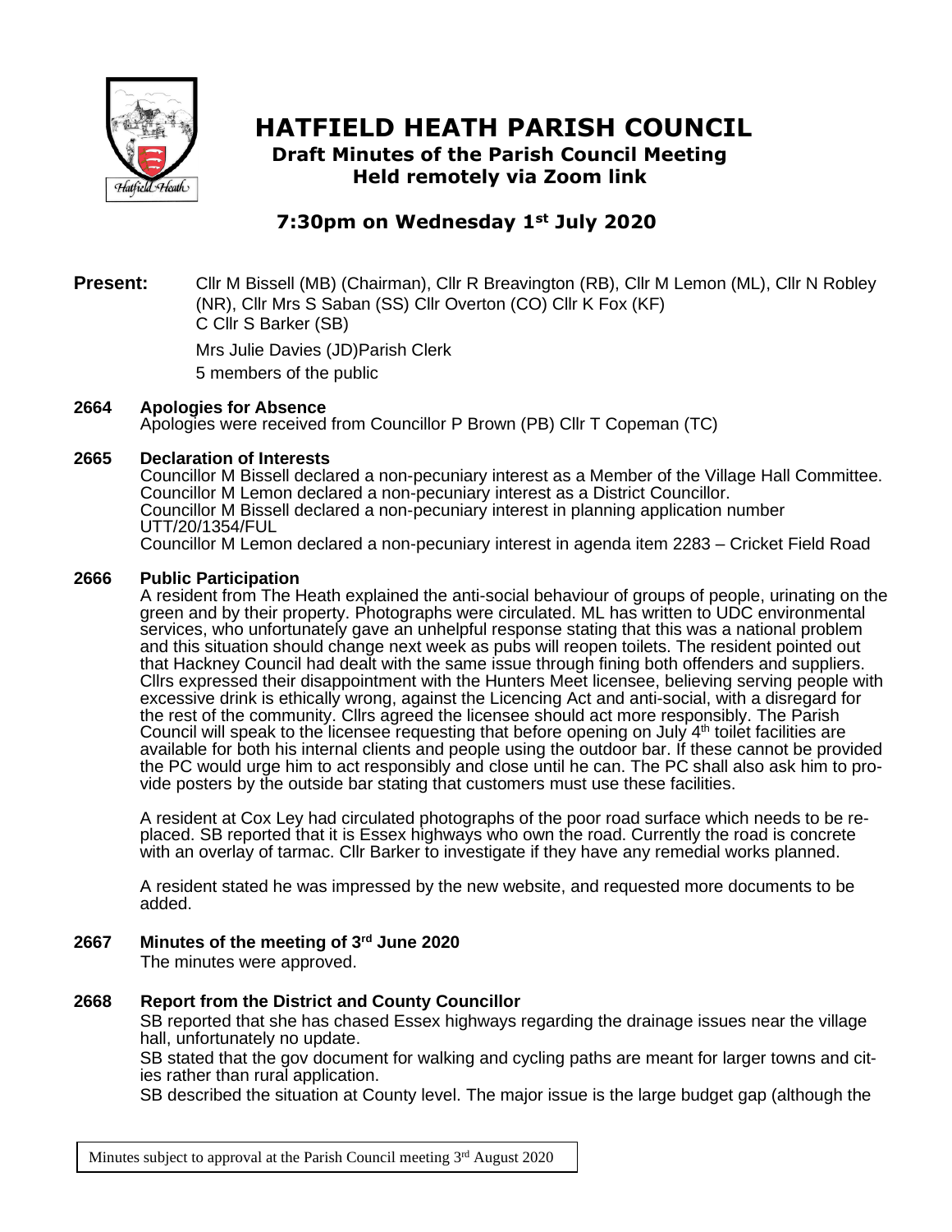# HATFIELD HEATH PARISH COUNCIL

## Draft Minutes of the Parish Council Meeting Held remotely via Zoom link

## 7:30pm on Wednesday 1st July 2020

**Present:** Cllr M Bissell (MB) (Chairman), Cllr R Breavington (RB), Cllr M Lemon (ML), Cllr N Robley (NR), Cllr Mrs S Saban (SS) Cllr Overton (CO) Cllr K Fox (KF)
C Cllr S Barker (SB)

Mrs Julie Davies (JD)Parish Clerk

5 members of the public

**2664 Apologies for Absence**

Apologies were received from Councillor P Brown (PB) Cllr T Copeman (TC)

**2665 Declaration of Interests**

Councillor M Bissell declared a non-pecuniary interest as a Member of the Village Hall Committee.
Councillor M Lemon declared a non-pecuniary interest as a District Councillor.
Councillor M Bissell declared a non-pecuniary interest in planning application number UTT/20/1354/FUL
Councillor M Lemon declared a non-pecuniary interest in agenda item 2283 – Cricket Field Road

**2666 Public Participation**

A resident from The Heath explained the anti-social behaviour of groups of people, urinating on the green and by their property. Photographs were circulated. ML has written to UDC environmental services, who unfortunately gave an unhelpful response stating that this was a national problem and this situation should change next week as pubs will reopen toilets. The resident pointed out that Hackney Council had dealt with the same issue through fining both offenders and suppliers. Cllrs expressed their disappointment with the Hunters Meet licensee, believing serving people with excessive drink is ethically wrong, against the Licencing Act and anti-social, with a disregard for the rest of the community. Cllrs agreed the licensee should act more responsibly. The Parish Council will speak to the licensee requesting that before opening on July 4th toilet facilities are available for both his internal clients and people using the outdoor bar. If these cannot be provided the PC would urge him to act responsibly and close until he can. The PC shall also ask him to provide posters by the outside bar stating that customers must use these facilities.

A resident at Cox Ley had circulated photographs of the poor road surface which needs to be replaced. SB reported that it is Essex highways who own the road. Currently the road is concrete with an overlay of tarmac. Cllr Barker to investigate if they have any remedial works planned.

A resident stated he was impressed by the new website, and requested more documents to be added.

**2667 Minutes of the meeting of 3rd June 2020**

The minutes were approved.

**2668 Report from the District and County Councillor**

SB reported that she has chased Essex highways regarding the drainage issues near the village hall, unfortunately no update.

SB stated that the gov document for walking and cycling paths are meant for larger towns and cities rather than rural application.

SB described the situation at County level. The major issue is the large budget gap (although the

Minutes subject to approval at the Parish Council meeting 3rd August 2020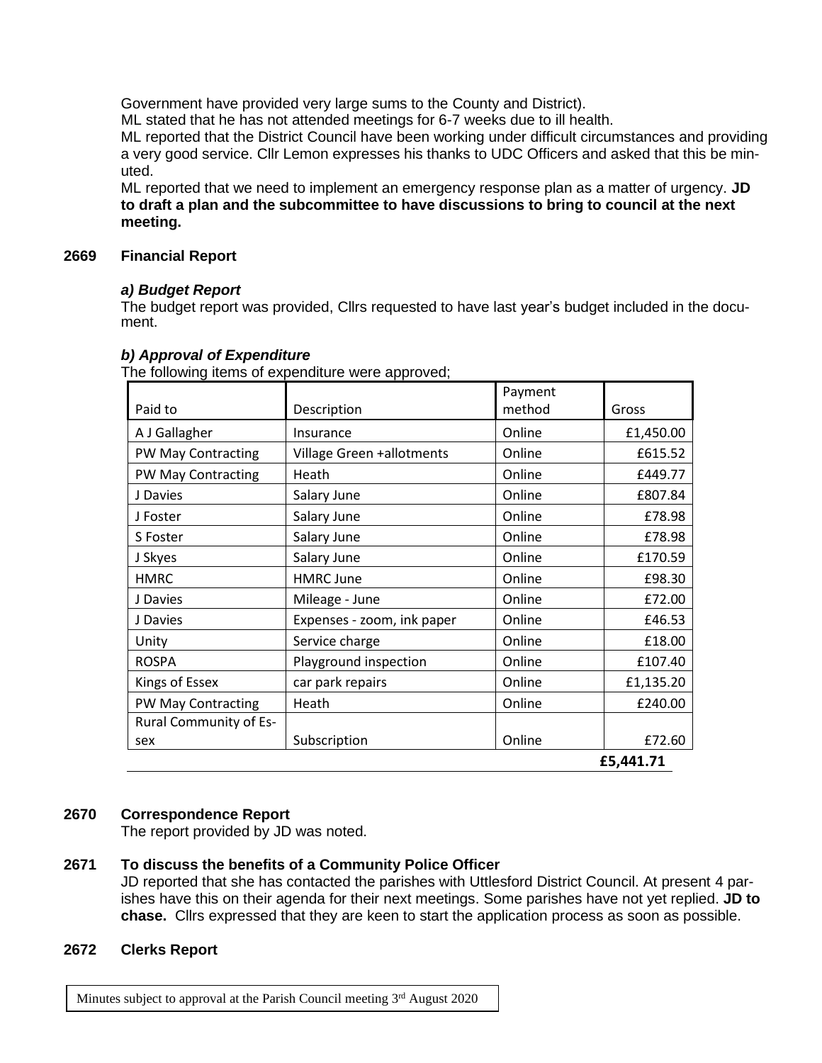Government have provided very large sums to the County and District).

ML stated that he has not attended meetings for 6-7 weeks due to ill health.

ML reported that the District Council have been working under difficult circumstances and providing a very good service. Cllr Lemon expresses his thanks to UDC Officers and asked that this be minuted.

ML reported that we need to implement an emergency response plan as a matter of urgency. **JD to draft a plan and the subcommittee to have discussions to bring to council at the next meeting.**

## 2669 Financial Report

### *a) Budget Report*

The budget report was provided, Cllrs requested to have last year's budget included in the document.

### *b) Approval of Expenditure*

The following items of expenditure were approved;

| Paid to | Description | Payment method | Gross |
|---|---|---|---|
| A J Gallagher | Insurance | Online | £1,450.00 |
| PW May Contracting | Village Green +allotments | Online | £615.52 |
| PW May Contracting | Heath | Online | £449.77 |
| J Davies | Salary June | Online | £807.84 |
| J Foster | Salary June | Online | £78.98 |
| S Foster | Salary June | Online | £78.98 |
| J Skyes | Salary June | Online | £170.59 |
| HMRC | HMRC June | Online | £98.30 |
| J Davies | Mileage - June | Online | £72.00 |
| J Davies | Expenses - zoom, ink paper | Online | £46.53 |
| Unity | Service charge | Online | £18.00 |
| ROSPA | Playground inspection | Online | £107.40 |
| Kings of Essex | car park repairs | Online | £1,135.20 |
| PW May Contracting | Heath | Online | £240.00 |
| Rural Community of Essex | Subscription | Online | £72.60 |
| | | | **£5,441.71** |

## 2670 Correspondence Report

The report provided by JD was noted.

## 2671 To discuss the benefits of a Community Police Officer

JD reported that she has contacted the parishes with Uttlesford District Council. At present 4 parishes have this on their agenda for their next meetings. Some parishes have not yet replied. **JD to chase.** Cllrs expressed that they are keen to start the application process as soon as possible.

## 2672 Clerks Report

Minutes subject to approval at the Parish Council meeting 3rd August 2020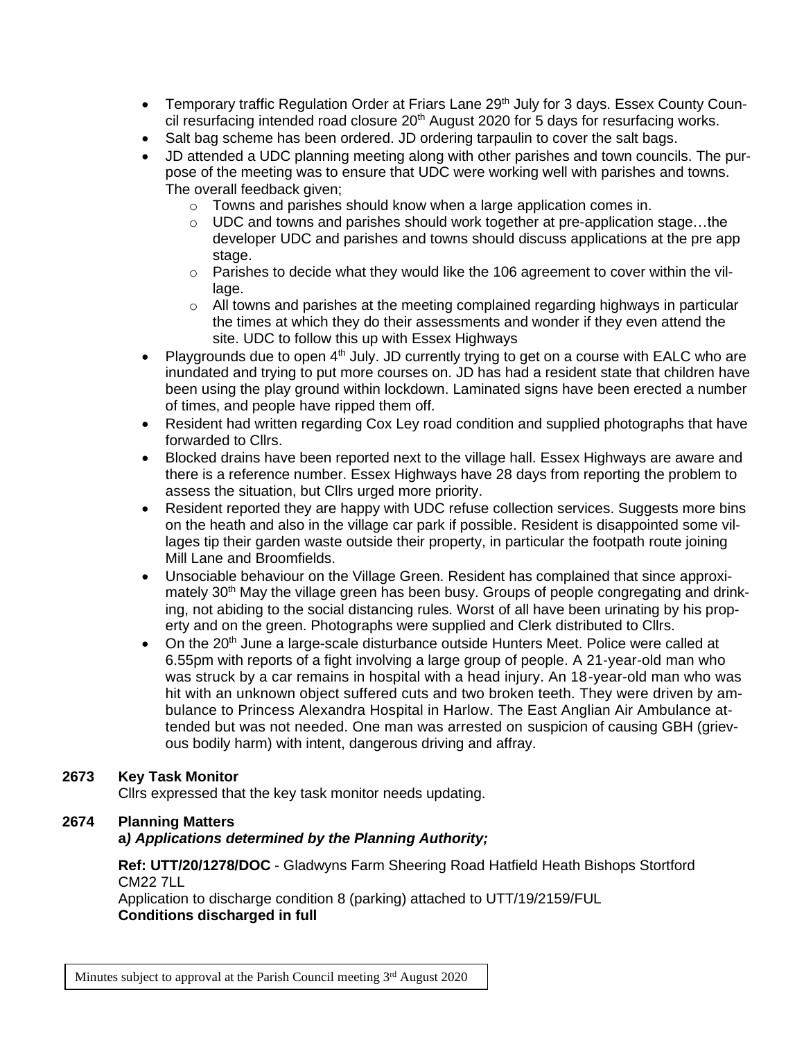- Temporary traffic Regulation Order at Friars Lane 29th July for 3 days. Essex County Council resurfacing intended road closure 20th August 2020 for 5 days for resurfacing works.
- Salt bag scheme has been ordered. JD ordering tarpaulin to cover the salt bags.
- JD attended a UDC planning meeting along with other parishes and town councils. The purpose of the meeting was to ensure that UDC were working well with parishes and towns. The overall feedback given;
  - Towns and parishes should know when a large application comes in.
  - UDC and towns and parishes should work together at pre-application stage…the developer UDC and parishes and towns should discuss applications at the pre app stage.
  - Parishes to decide what they would like the 106 agreement to cover within the village.
  - All towns and parishes at the meeting complained regarding highways in particular the times at which they do their assessments and wonder if they even attend the site. UDC to follow this up with Essex Highways
- Playgrounds due to open 4th July. JD currently trying to get on a course with EALC who are inundated and trying to put more courses on. JD has had a resident state that children have been using the play ground within lockdown. Laminated signs have been erected a number of times, and people have ripped them off.
- Resident had written regarding Cox Ley road condition and supplied photographs that have forwarded to Cllrs.
- Blocked drains have been reported next to the village hall. Essex Highways are aware and there is a reference number. Essex Highways have 28 days from reporting the problem to assess the situation, but Cllrs urged more priority.
- Resident reported they are happy with UDC refuse collection services. Suggests more bins on the heath and also in the village car park if possible. Resident is disappointed some villages tip their garden waste outside their property, in particular the footpath route joining Mill Lane and Broomfields.
- Unsociable behaviour on the Village Green. Resident has complained that since approximately 30th May the village green has been busy. Groups of people congregating and drinking, not abiding to the social distancing rules. Worst of all have been urinating by his property and on the green. Photographs were supplied and Clerk distributed to Cllrs.
- On the 20th June a large-scale disturbance outside Hunters Meet. Police were called at 6.55pm with reports of a fight involving a large group of people. A 21-year-old man who was struck by a car remains in hospital with a head injury. An 18-year-old man who was hit with an unknown object suffered cuts and two broken teeth. They were driven by ambulance to Princess Alexandra Hospital in Harlow. The East Anglian Air Ambulance attended but was not needed. One man was arrested on suspicion of causing GBH (grievous bodily harm) with intent, dangerous driving and affray.

## 2673 Key Task Monitor

Cllrs expressed that the key task monitor needs updating.

## 2674 Planning Matters

***a) Applications determined by the Planning Authority;***

**Ref: UTT/20/1278/DOC** - Gladwyns Farm Sheering Road Hatfield Heath Bishops Stortford CM22 7LL
Application to discharge condition 8 (parking) attached to UTT/19/2159/FUL
**Conditions discharged in full**

Minutes subject to approval at the Parish Council meeting 3rd August 2020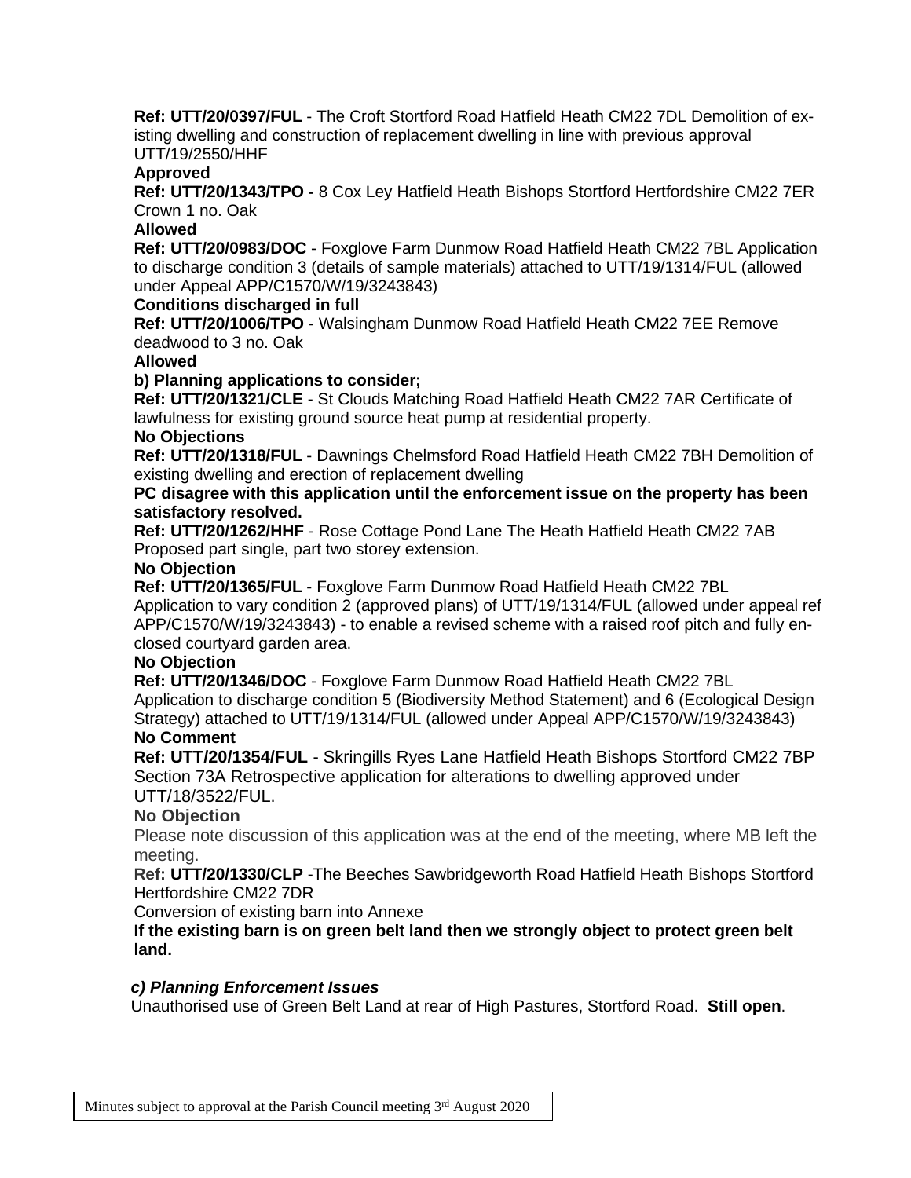**Ref: UTT/20/0397/FUL** - The Croft Stortford Road Hatfield Heath CM22 7DL Demolition of existing dwelling and construction of replacement dwelling in line with previous approval UTT/19/2550/HHF

**Approved**

**Ref: UTT/20/1343/TPO -** 8 Cox Ley Hatfield Heath Bishops Stortford Hertfordshire CM22 7ER Crown 1 no. Oak

**Allowed**

**Ref: UTT/20/0983/DOC** - Foxglove Farm Dunmow Road Hatfield Heath CM22 7BL Application to discharge condition 3 (details of sample materials) attached to UTT/19/1314/FUL (allowed under Appeal APP/C1570/W/19/3243843)

**Conditions discharged in full**

**Ref: UTT/20/1006/TPO** - Walsingham Dunmow Road Hatfield Heath CM22 7EE Remove deadwood to 3 no. Oak

**Allowed**

**b) Planning applications to consider;**

**Ref: UTT/20/1321/CLE** - St Clouds Matching Road Hatfield Heath CM22 7AR Certificate of lawfulness for existing ground source heat pump at residential property.

**No Objections**

**Ref: UTT/20/1318/FUL** - Dawnings Chelmsford Road Hatfield Heath CM22 7BH Demolition of existing dwelling and erection of replacement dwelling

**PC disagree with this application until the enforcement issue on the property has been satisfactory resolved.**

**Ref: UTT/20/1262/HHF** - Rose Cottage Pond Lane The Heath Hatfield Heath CM22 7AB Proposed part single, part two storey extension.

**No Objection**

**Ref: UTT/20/1365/FUL** - Foxglove Farm Dunmow Road Hatfield Heath CM22 7BL Application to vary condition 2 (approved plans) of UTT/19/1314/FUL (allowed under appeal ref APP/C1570/W/19/3243843) - to enable a revised scheme with a raised roof pitch and fully enclosed courtyard garden area.

**No Objection**

**Ref: UTT/20/1346/DOC** - Foxglove Farm Dunmow Road Hatfield Heath CM22 7BL Application to discharge condition 5 (Biodiversity Method Statement) and 6 (Ecological Design Strategy) attached to UTT/19/1314/FUL (allowed under Appeal APP/C1570/W/19/3243843)

**No Comment**

**Ref: UTT/20/1354/FUL** - Skringills Ryes Lane Hatfield Heath Bishops Stortford CM22 7BP Section 73A Retrospective application for alterations to dwelling approved under UTT/18/3522/FUL.

**No Objection**

Please note discussion of this application was at the end of the meeting, where MB left the meeting.

Ref: **UTT/20/1330/CLP** -The Beeches Sawbridgeworth Road Hatfield Heath Bishops Stortford Hertfordshire CM22 7DR

Conversion of existing barn into Annexe

**If the existing barn is on green belt land then we strongly object to protect green belt land.**

***c) Planning Enforcement Issues***

Unauthorised use of Green Belt Land at rear of High Pastures, Stortford Road. **Still open**.

Minutes subject to approval at the Parish Council meeting 3rd August 2020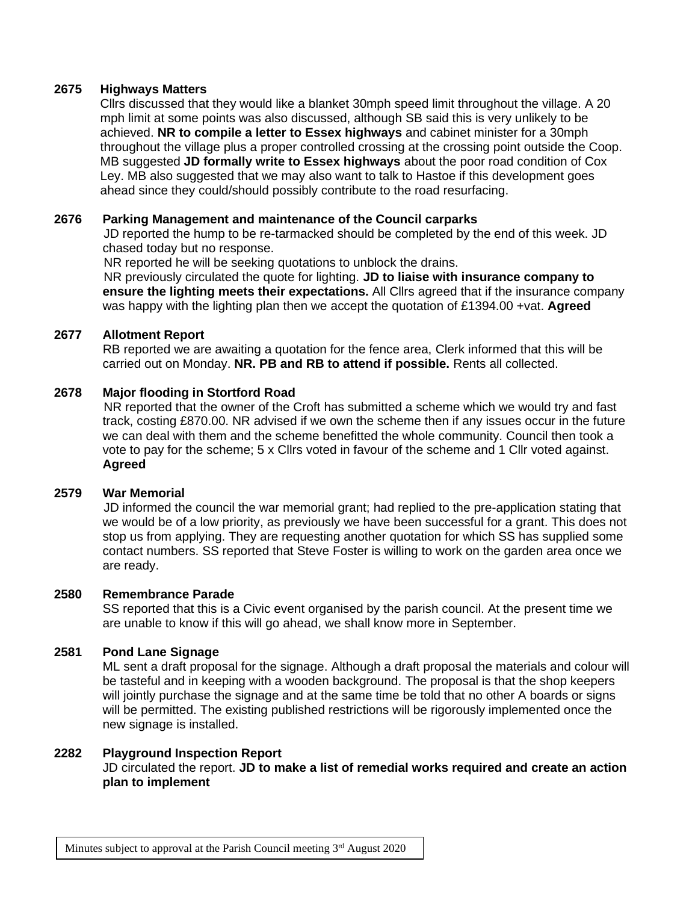**2675 Highways Matters**

Cllrs discussed that they would like a blanket 30mph speed limit throughout the village. A 20 mph limit at some points was also discussed, although SB said this is very unlikely to be achieved. **NR to compile a letter to Essex highways** and cabinet minister for a 30mph throughout the village plus a proper controlled crossing at the crossing point outside the Coop. MB suggested **JD formally write to Essex highways** about the poor road condition of Cox Ley. MB also suggested that we may also want to talk to Hastoe if this development goes ahead since they could/should possibly contribute to the road resurfacing.

**2676 Parking Management and maintenance of the Council carparks**

JD reported the hump to be re-tarmacked should be completed by the end of this week. JD chased today but no response.

NR reported he will be seeking quotations to unblock the drains.

NR previously circulated the quote for lighting. **JD to liaise with insurance company to ensure the lighting meets their expectations.** All Cllrs agreed that if the insurance company was happy with the lighting plan then we accept the quotation of £1394.00 +vat. **Agreed**

**2677 Allotment Report**

RB reported we are awaiting a quotation for the fence area, Clerk informed that this will be carried out on Monday. **NR. PB and RB to attend if possible.** Rents all collected.

**2678 Major flooding in Stortford Road**

NR reported that the owner of the Croft has submitted a scheme which we would try and fast track, costing £870.00. NR advised if we own the scheme then if any issues occur in the future we can deal with them and the scheme benefitted the whole community. Council then took a vote to pay for the scheme; 5 x Cllrs voted in favour of the scheme and 1 Cllr voted against. **Agreed**

**2579 War Memorial**

JD informed the council the war memorial grant; had replied to the pre-application stating that we would be of a low priority, as previously we have been successful for a grant. This does not stop us from applying. They are requesting another quotation for which SS has supplied some contact numbers. SS reported that Steve Foster is willing to work on the garden area once we are ready.

**2580 Remembrance Parade**

SS reported that this is a Civic event organised by the parish council. At the present time we are unable to know if this will go ahead, we shall know more in September.

**2581 Pond Lane Signage**

ML sent a draft proposal for the signage. Although a draft proposal the materials and colour will be tasteful and in keeping with a wooden background. The proposal is that the shop keepers will jointly purchase the signage and at the same time be told that no other A boards or signs will be permitted. The existing published restrictions will be rigorously implemented once the new signage is installed.

**2282 Playground Inspection Report**

JD circulated the report. **JD to make a list of remedial works required and create an action plan to implement**

Minutes subject to approval at the Parish Council meeting 3rd August 2020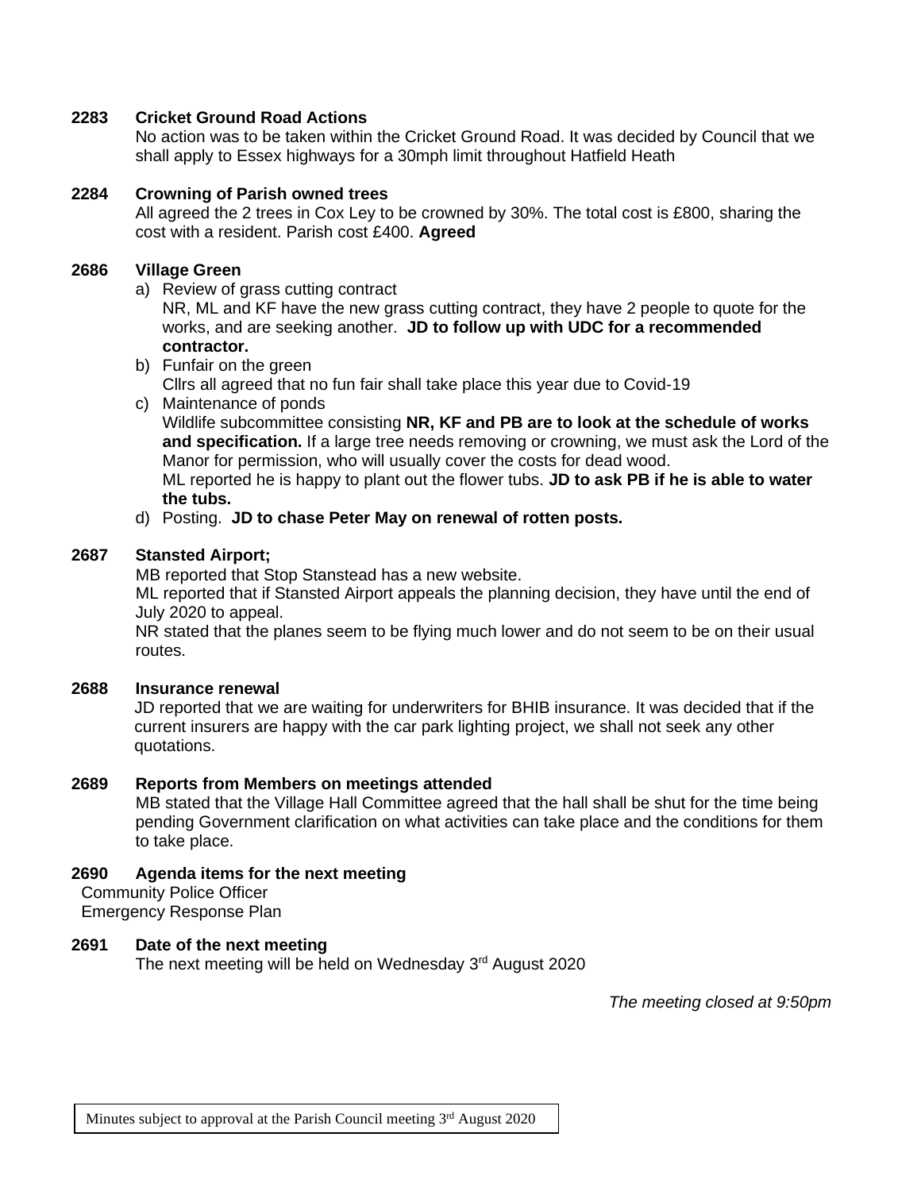**2283 Cricket Ground Road Actions**

No action was to be taken within the Cricket Ground Road. It was decided by Council that we shall apply to Essex highways for a 30mph limit throughout Hatfield Heath

**2284 Crowning of Parish owned trees**

All agreed the 2 trees in Cox Ley to be crowned by 30%. The total cost is £800, sharing the cost with a resident. Parish cost £400. **Agreed**

**2686 Village Green**

a) Review of grass cutting contract
   NR, ML and KF have the new grass cutting contract, they have 2 people to quote for the works, and are seeking another. **JD to follow up with UDC for a recommended contractor.**
b) Funfair on the green
   Cllrs all agreed that no fun fair shall take place this year due to Covid-19
c) Maintenance of ponds
   Wildlife subcommittee consisting **NR, KF and PB are to look at the schedule of works and specification.** If a large tree needs removing or crowning, we must ask the Lord of the Manor for permission, who will usually cover the costs for dead wood.
   ML reported he is happy to plant out the flower tubs. **JD to ask PB if he is able to water the tubs.**
d) Posting. **JD to chase Peter May on renewal of rotten posts.**

**2687 Stansted Airport;**

MB reported that Stop Stanstead has a new website.

ML reported that if Stansted Airport appeals the planning decision, they have until the end of July 2020 to appeal.

NR stated that the planes seem to be flying much lower and do not seem to be on their usual routes.

**2688 Insurance renewal**

JD reported that we are waiting for underwriters for BHIB insurance. It was decided that if the current insurers are happy with the car park lighting project, we shall not seek any other quotations.

**2689 Reports from Members on meetings attended**

MB stated that the Village Hall Committee agreed that the hall shall be shut for the time being pending Government clarification on what activities can take place and the conditions for them to take place.

**2690 Agenda items for the next meeting**

Community Police Officer
Emergency Response Plan

**2691 Date of the next meeting**

The next meeting will be held on Wednesday 3rd August 2020

*The meeting closed at 9:50pm*

Minutes subject to approval at the Parish Council meeting 3rd August 2020